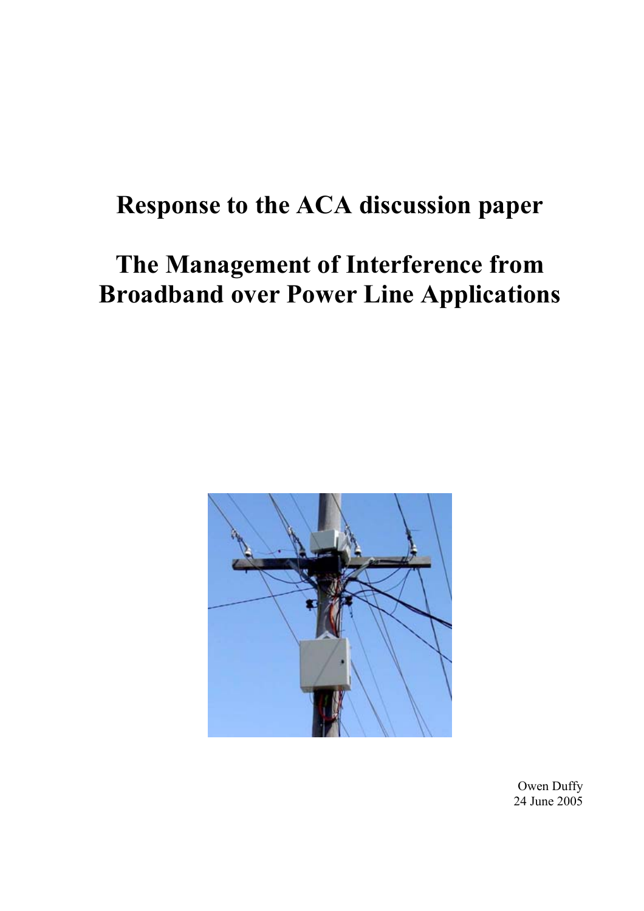# Response to the ACA discussion paper

# The Management of Interference from Broadband over Power Line Applications

Owen Duffy
24 June 2005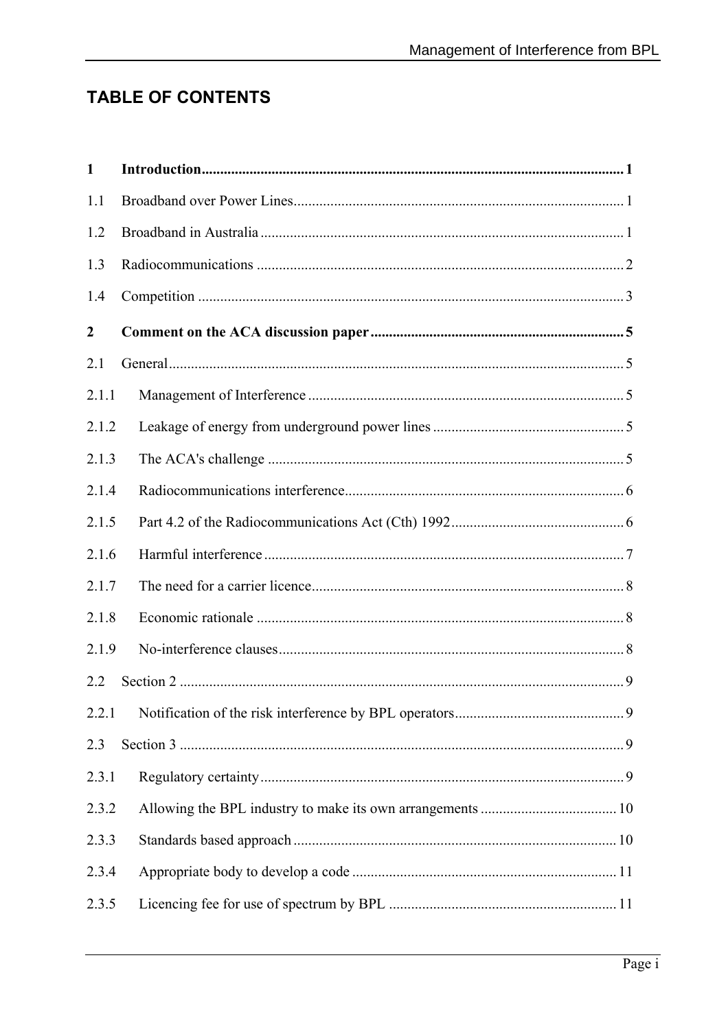# TABLE OF CONTENTS

**1 Introduction .......... 1**

1.1 Broadband over Power Lines .......... 1

1.2 Broadband in Australia .......... 1

1.3 Radiocommunications .......... 2

1.4 Competition .......... 3

**2 Comment on the ACA discussion paper .......... 5**

2.1 General .......... 5

2.1.1 Management of Interference .......... 5

2.1.2 Leakage of energy from underground power lines .......... 5

2.1.3 The ACA's challenge .......... 5

2.1.4 Radiocommunications interference .......... 6

2.1.5 Part 4.2 of the Radiocommunications Act (Cth) 1992 .......... 6

2.1.6 Harmful interference .......... 7

2.1.7 The need for a carrier licence .......... 8

2.1.8 Economic rationale .......... 8

2.1.9 No-interference clauses .......... 8

2.2 Section 2 .......... 9

2.2.1 Notification of the risk interference by BPL operators .......... 9

2.3 Section 3 .......... 9

2.3.1 Regulatory certainty .......... 9

2.3.2 Allowing the BPL industry to make its own arrangements .......... 10

2.3.3 Standards based approach .......... 10

2.3.4 Appropriate body to develop a code .......... 11

2.3.5 Licencing fee for use of spectrum by BPL .......... 11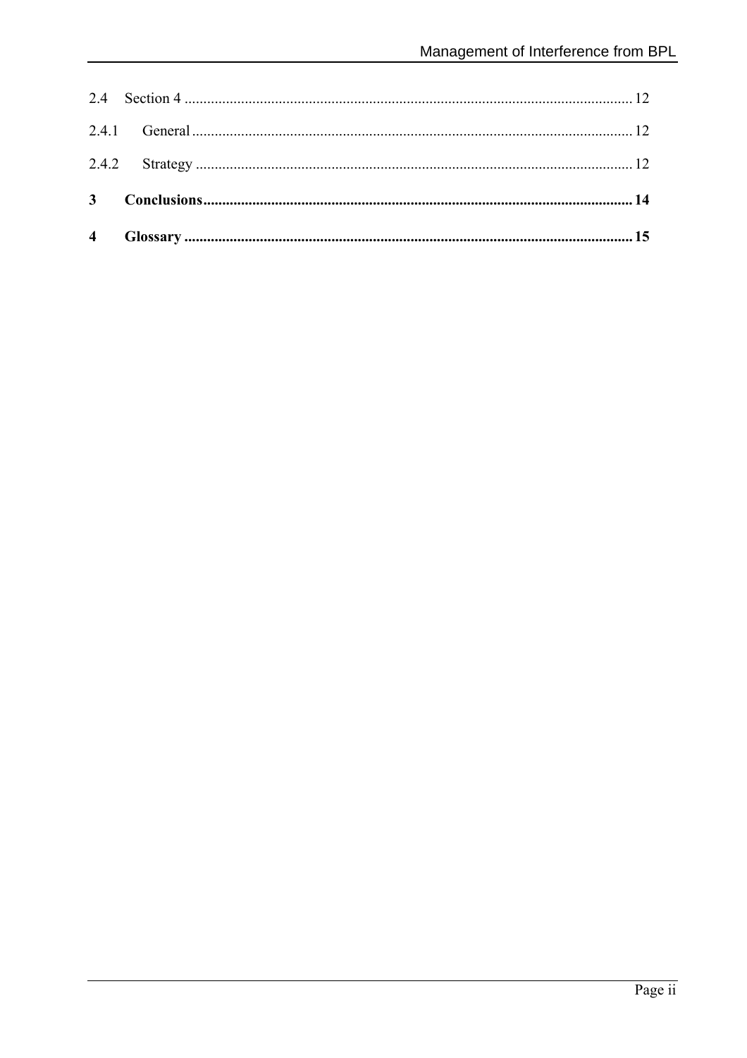2.4 Section 4 ........................................................................................................... 12

2.4.1 General ............................................................................................................ 12

2.4.2 Strategy ........................................................................................................... 12

**3 Conclusions ........................................................................................................ 14**

**4 Glossary ............................................................................................................. 15**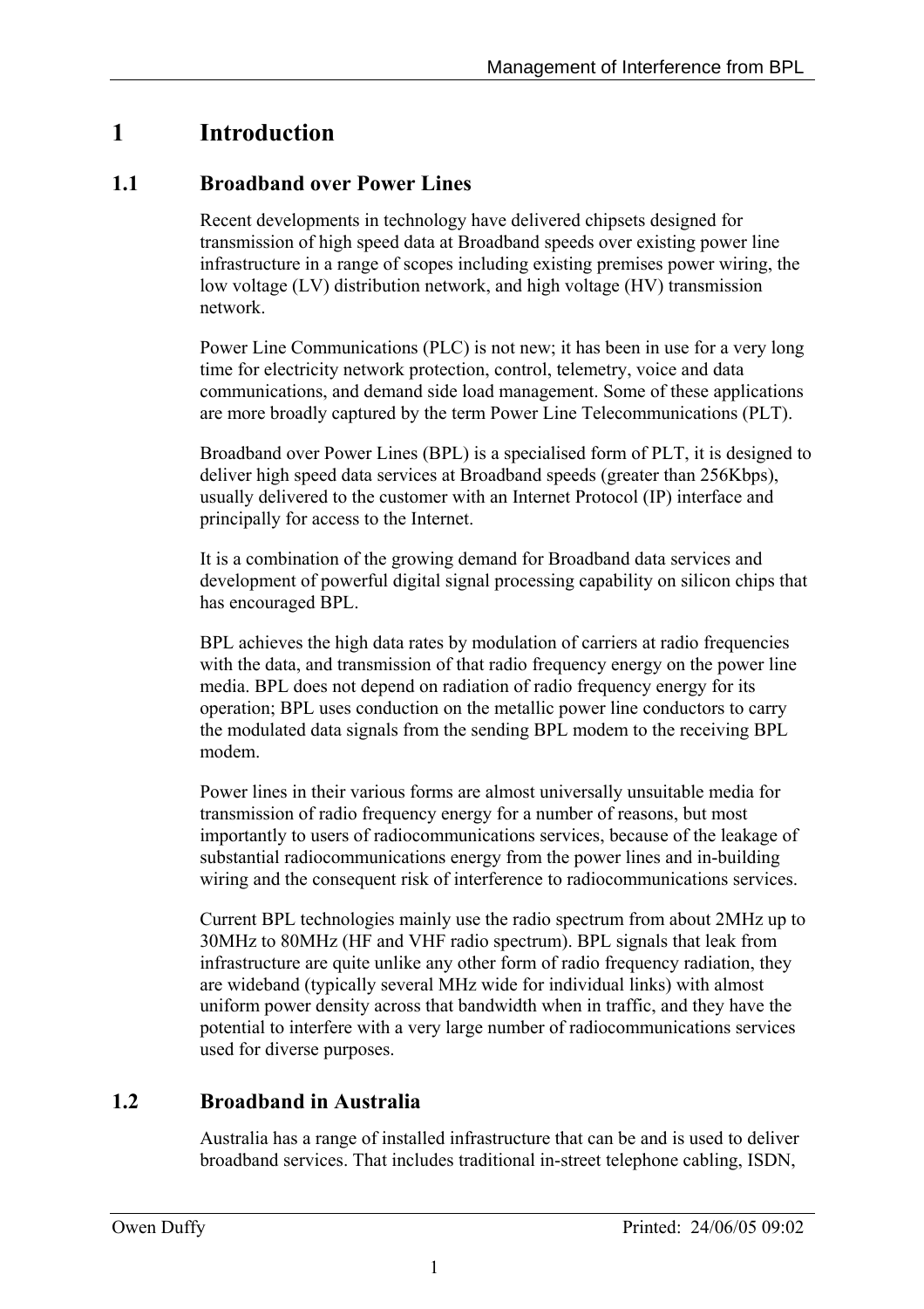# 1 Introduction

## 1.1 Broadband over Power Lines

Recent developments in technology have delivered chipsets designed for transmission of high speed data at Broadband speeds over existing power line infrastructure in a range of scopes including existing premises power wiring, the low voltage (LV) distribution network, and high voltage (HV) transmission network.

Power Line Communications (PLC) is not new; it has been in use for a very long time for electricity network protection, control, telemetry, voice and data communications, and demand side load management. Some of these applications are more broadly captured by the term Power Line Telecommunications (PLT).

Broadband over Power Lines (BPL) is a specialised form of PLT, it is designed to deliver high speed data services at Broadband speeds (greater than 256Kbps), usually delivered to the customer with an Internet Protocol (IP) interface and principally for access to the Internet.

It is a combination of the growing demand for Broadband data services and development of powerful digital signal processing capability on silicon chips that has encouraged BPL.

BPL achieves the high data rates by modulation of carriers at radio frequencies with the data, and transmission of that radio frequency energy on the power line media. BPL does not depend on radiation of radio frequency energy for its operation; BPL uses conduction on the metallic power line conductors to carry the modulated data signals from the sending BPL modem to the receiving BPL modem.

Power lines in their various forms are almost universally unsuitable media for transmission of radio frequency energy for a number of reasons, but most importantly to users of radiocommunications services, because of the leakage of substantial radiocommunications energy from the power lines and in-building wiring and the consequent risk of interference to radiocommunications services.

Current BPL technologies mainly use the radio spectrum from about 2MHz up to 30MHz to 80MHz (HF and VHF radio spectrum). BPL signals that leak from infrastructure are quite unlike any other form of radio frequency radiation, they are wideband (typically several MHz wide for individual links) with almost uniform power density across that bandwidth when in traffic, and they have the potential to interfere with a very large number of radiocommunications services used for diverse purposes.

## 1.2 Broadband in Australia

Australia has a range of installed infrastructure that can be and is used to deliver broadband services. That includes traditional in-street telephone cabling, ISDN,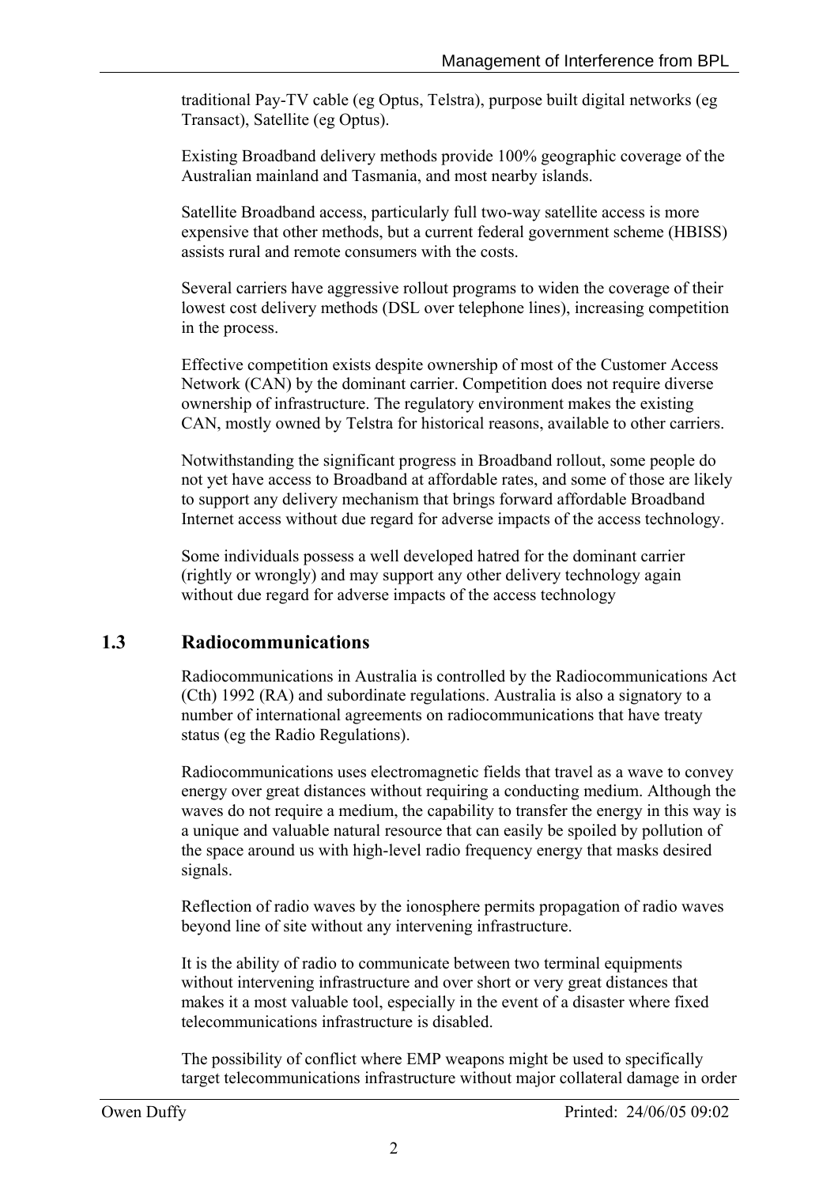traditional Pay-TV cable (eg Optus, Telstra), purpose built digital networks (eg Transact), Satellite (eg Optus).

Existing Broadband delivery methods provide 100% geographic coverage of the Australian mainland and Tasmania, and most nearby islands.

Satellite Broadband access, particularly full two-way satellite access is more expensive that other methods, but a current federal government scheme (HBISS) assists rural and remote consumers with the costs.

Several carriers have aggressive rollout programs to widen the coverage of their lowest cost delivery methods (DSL over telephone lines), increasing competition in the process.

Effective competition exists despite ownership of most of the Customer Access Network (CAN) by the dominant carrier. Competition does not require diverse ownership of infrastructure. The regulatory environment makes the existing CAN, mostly owned by Telstra for historical reasons, available to other carriers.

Notwithstanding the significant progress in Broadband rollout, some people do not yet have access to Broadband at affordable rates, and some of those are likely to support any delivery mechanism that brings forward affordable Broadband Internet access without due regard for adverse impacts of the access technology.

Some individuals possess a well developed hatred for the dominant carrier (rightly or wrongly) and may support any other delivery technology again without due regard for adverse impacts of the access technology

## 1.3 Radiocommunications

Radiocommunications in Australia is controlled by the Radiocommunications Act (Cth) 1992 (RA) and subordinate regulations. Australia is also a signatory to a number of international agreements on radiocommunications that have treaty status (eg the Radio Regulations).

Radiocommunications uses electromagnetic fields that travel as a wave to convey energy over great distances without requiring a conducting medium. Although the waves do not require a medium, the capability to transfer the energy in this way is a unique and valuable natural resource that can easily be spoiled by pollution of the space around us with high-level radio frequency energy that masks desired signals.

Reflection of radio waves by the ionosphere permits propagation of radio waves beyond line of site without any intervening infrastructure.

It is the ability of radio to communicate between two terminal equipments without intervening infrastructure and over short or very great distances that makes it a most valuable tool, especially in the event of a disaster where fixed telecommunications infrastructure is disabled.

The possibility of conflict where EMP weapons might be used to specifically target telecommunications infrastructure without major collateral damage in order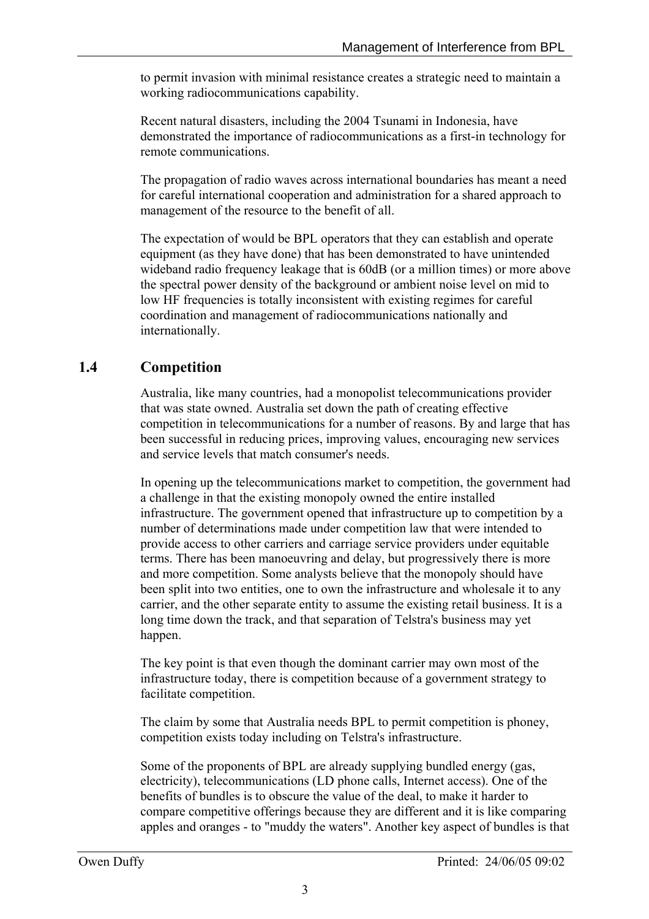to permit invasion with minimal resistance creates a strategic need to maintain a working radiocommunications capability.

Recent natural disasters, including the 2004 Tsunami in Indonesia, have demonstrated the importance of radiocommunications as a first-in technology for remote communications.

The propagation of radio waves across international boundaries has meant a need for careful international cooperation and administration for a shared approach to management of the resource to the benefit of all.

The expectation of would be BPL operators that they can establish and operate equipment (as they have done) that has been demonstrated to have unintended wideband radio frequency leakage that is 60dB (or a million times) or more above the spectral power density of the background or ambient noise level on mid to low HF frequencies is totally inconsistent with existing regimes for careful coordination and management of radiocommunications nationally and internationally.

## 1.4 Competition

Australia, like many countries, had a monopolist telecommunications provider that was state owned. Australia set down the path of creating effective competition in telecommunications for a number of reasons. By and large that has been successful in reducing prices, improving values, encouraging new services and service levels that match consumer's needs.

In opening up the telecommunications market to competition, the government had a challenge in that the existing monopoly owned the entire installed infrastructure. The government opened that infrastructure up to competition by a number of determinations made under competition law that were intended to provide access to other carriers and carriage service providers under equitable terms. There has been manoeuvring and delay, but progressively there is more and more competition. Some analysts believe that the monopoly should have been split into two entities, one to own the infrastructure and wholesale it to any carrier, and the other separate entity to assume the existing retail business. It is a long time down the track, and that separation of Telstra's business may yet happen.

The key point is that even though the dominant carrier may own most of the infrastructure today, there is competition because of a government strategy to facilitate competition.

The claim by some that Australia needs BPL to permit competition is phoney, competition exists today including on Telstra's infrastructure.

Some of the proponents of BPL are already supplying bundled energy (gas, electricity), telecommunications (LD phone calls, Internet access). One of the benefits of bundles is to obscure the value of the deal, to make it harder to compare competitive offerings because they are different and it is like comparing apples and oranges - to "muddy the waters". Another key aspect of bundles is that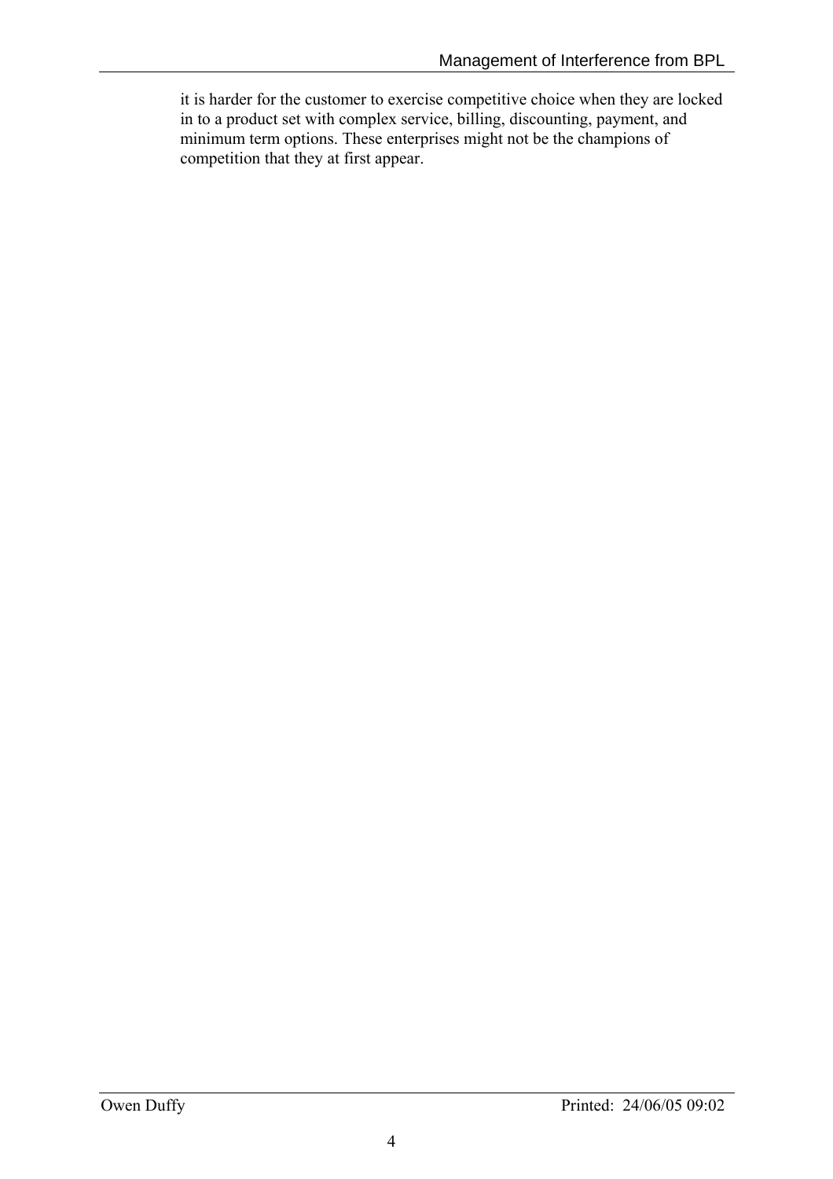it is harder for the customer to exercise competitive choice when they are locked in to a product set with complex service, billing, discounting, payment, and minimum term options. These enterprises might not be the champions of competition that they at first appear.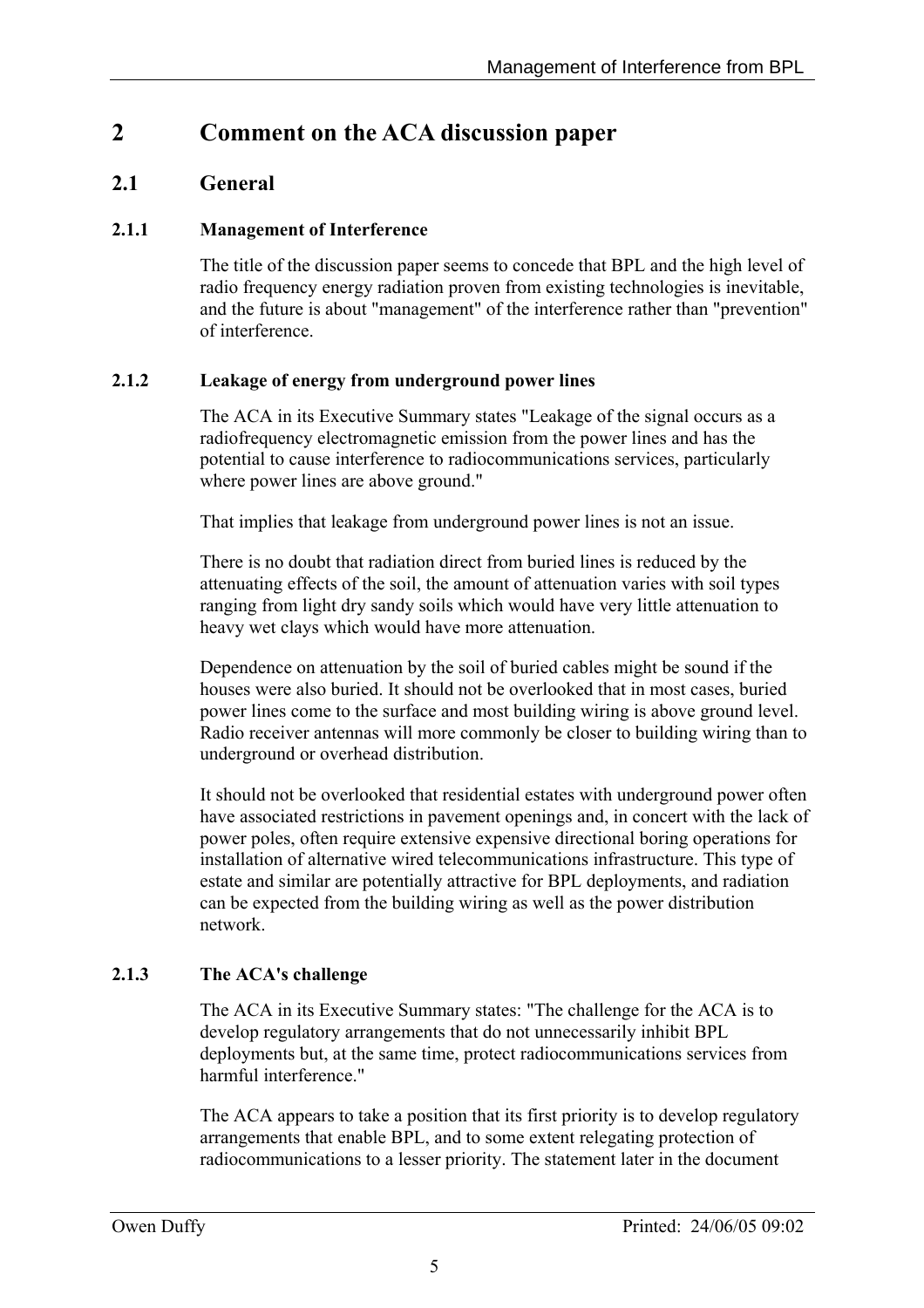# 2 Comment on the ACA discussion paper

## 2.1 General

### 2.1.1 Management of Interference

The title of the discussion paper seems to concede that BPL and the high level of radio frequency energy radiation proven from existing technologies is inevitable, and the future is about "management" of the interference rather than "prevention" of interference.

### 2.1.2 Leakage of energy from underground power lines

The ACA in its Executive Summary states "Leakage of the signal occurs as a radiofrequency electromagnetic emission from the power lines and has the potential to cause interference to radiocommunications services, particularly where power lines are above ground."

That implies that leakage from underground power lines is not an issue.

There is no doubt that radiation direct from buried lines is reduced by the attenuating effects of the soil, the amount of attenuation varies with soil types ranging from light dry sandy soils which would have very little attenuation to heavy wet clays which would have more attenuation.

Dependence on attenuation by the soil of buried cables might be sound if the houses were also buried. It should not be overlooked that in most cases, buried power lines come to the surface and most building wiring is above ground level. Radio receiver antennas will more commonly be closer to building wiring than to underground or overhead distribution.

It should not be overlooked that residential estates with underground power often have associated restrictions in pavement openings and, in concert with the lack of power poles, often require extensive expensive directional boring operations for installation of alternative wired telecommunications infrastructure. This type of estate and similar are potentially attractive for BPL deployments, and radiation can be expected from the building wiring as well as the power distribution network.

### 2.1.3 The ACA's challenge

The ACA in its Executive Summary states: "The challenge for the ACA is to develop regulatory arrangements that do not unnecessarily inhibit BPL deployments but, at the same time, protect radiocommunications services from harmful interference."

The ACA appears to take a position that its first priority is to develop regulatory arrangements that enable BPL, and to some extent relegating protection of radiocommunications to a lesser priority. The statement later in the document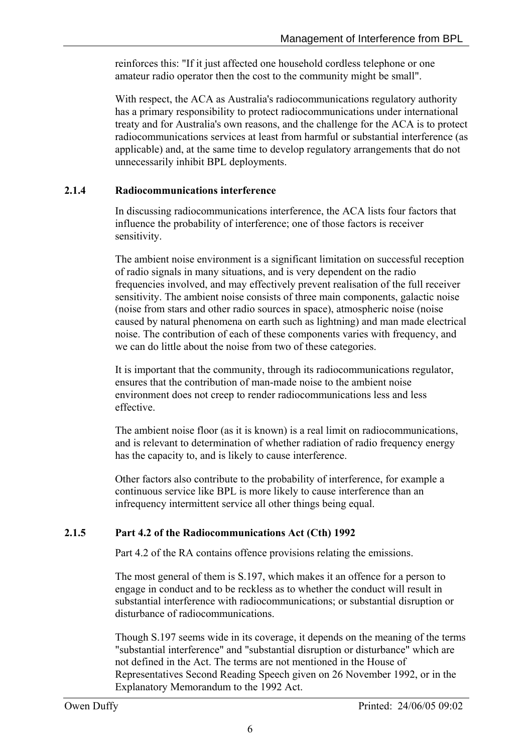reinforces this: "If it just affected one household cordless telephone or one amateur radio operator then the cost to the community might be small".

With respect, the ACA as Australia's radiocommunications regulatory authority has a primary responsibility to protect radiocommunications under international treaty and for Australia's own reasons, and the challenge for the ACA is to protect radiocommunications services at least from harmful or substantial interference (as applicable) and, at the same time to develop regulatory arrangements that do not unnecessarily inhibit BPL deployments.

### 2.1.4 Radiocommunications interference

In discussing radiocommunications interference, the ACA lists four factors that influence the probability of interference; one of those factors is receiver sensitivity.

The ambient noise environment is a significant limitation on successful reception of radio signals in many situations, and is very dependent on the radio frequencies involved, and may effectively prevent realisation of the full receiver sensitivity. The ambient noise consists of three main components, galactic noise (noise from stars and other radio sources in space), atmospheric noise (noise caused by natural phenomena on earth such as lightning) and man made electrical noise. The contribution of each of these components varies with frequency, and we can do little about the noise from two of these categories.

It is important that the community, through its radiocommunications regulator, ensures that the contribution of man-made noise to the ambient noise environment does not creep to render radiocommunications less and less effective.

The ambient noise floor (as it is known) is a real limit on radiocommunications, and is relevant to determination of whether radiation of radio frequency energy has the capacity to, and is likely to cause interference.

Other factors also contribute to the probability of interference, for example a continuous service like BPL is more likely to cause interference than an infrequency intermittent service all other things being equal.

### 2.1.5 Part 4.2 of the Radiocommunications Act (Cth) 1992

Part 4.2 of the RA contains offence provisions relating the emissions.

The most general of them is S.197, which makes it an offence for a person to engage in conduct and to be reckless as to whether the conduct will result in substantial interference with radiocommunications; or substantial disruption or disturbance of radiocommunications.

Though S.197 seems wide in its coverage, it depends on the meaning of the terms "substantial interference" and "substantial disruption or disturbance" which are not defined in the Act. The terms are not mentioned in the House of Representatives Second Reading Speech given on 26 November 1992, or in the Explanatory Memorandum to the 1992 Act.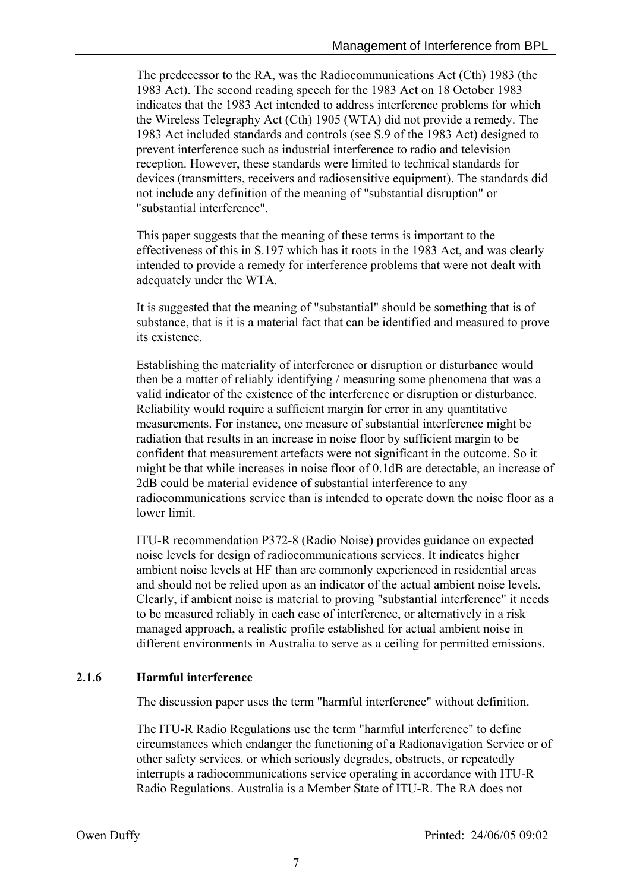The predecessor to the RA, was the Radiocommunications Act (Cth) 1983 (the 1983 Act). The second reading speech for the 1983 Act on 18 October 1983 indicates that the 1983 Act intended to address interference problems for which the Wireless Telegraphy Act (Cth) 1905 (WTA) did not provide a remedy. The 1983 Act included standards and controls (see S.9 of the 1983 Act) designed to prevent interference such as industrial interference to radio and television reception. However, these standards were limited to technical standards for devices (transmitters, receivers and radiosensitive equipment). The standards did not include any definition of the meaning of "substantial disruption" or "substantial interference".

This paper suggests that the meaning of these terms is important to the effectiveness of this in S.197 which has it roots in the 1983 Act, and was clearly intended to provide a remedy for interference problems that were not dealt with adequately under the WTA.

It is suggested that the meaning of "substantial" should be something that is of substance, that is it is a material fact that can be identified and measured to prove its existence.

Establishing the materiality of interference or disruption or disturbance would then be a matter of reliably identifying / measuring some phenomena that was a valid indicator of the existence of the interference or disruption or disturbance. Reliability would require a sufficient margin for error in any quantitative measurements. For instance, one measure of substantial interference might be radiation that results in an increase in noise floor by sufficient margin to be confident that measurement artefacts were not significant in the outcome. So it might be that while increases in noise floor of 0.1dB are detectable, an increase of 2dB could be material evidence of substantial interference to any radiocommunications service than is intended to operate down the noise floor as a lower limit.

ITU-R recommendation P372-8 (Radio Noise) provides guidance on expected noise levels for design of radiocommunications services. It indicates higher ambient noise levels at HF than are commonly experienced in residential areas and should not be relied upon as an indicator of the actual ambient noise levels. Clearly, if ambient noise is material to proving "substantial interference" it needs to be measured reliably in each case of interference, or alternatively in a risk managed approach, a realistic profile established for actual ambient noise in different environments in Australia to serve as a ceiling for permitted emissions.

### 2.1.6 Harmful interference

The discussion paper uses the term "harmful interference" without definition.

The ITU-R Radio Regulations use the term "harmful interference" to define circumstances which endanger the functioning of a Radionavigation Service or of other safety services, or which seriously degrades, obstructs, or repeatedly interrupts a radiocommunications service operating in accordance with ITU-R Radio Regulations. Australia is a Member State of ITU-R. The RA does not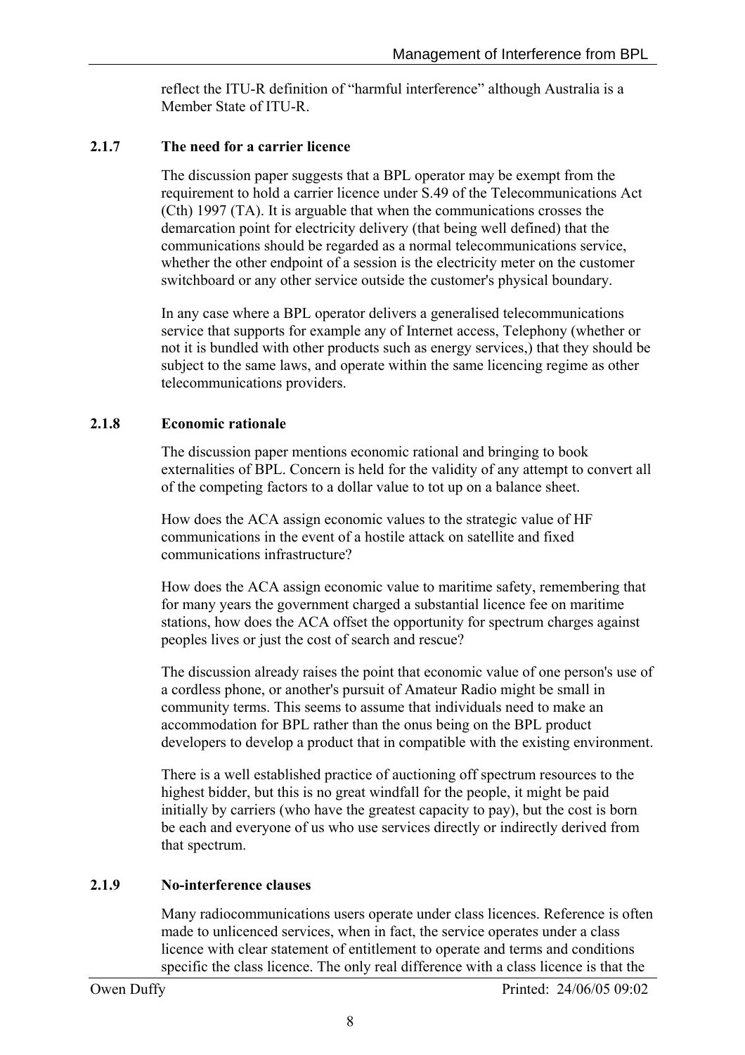reflect the ITU-R definition of "harmful interference" although Australia is a Member State of ITU-R.

### 2.1.7 The need for a carrier licence

The discussion paper suggests that a BPL operator may be exempt from the requirement to hold a carrier licence under S.49 of the Telecommunications Act (Cth) 1997 (TA). It is arguable that when the communications crosses the demarcation point for electricity delivery (that being well defined) that the communications should be regarded as a normal telecommunications service, whether the other endpoint of a session is the electricity meter on the customer switchboard or any other service outside the customer's physical boundary.

In any case where a BPL operator delivers a generalised telecommunications service that supports for example any of Internet access, Telephony (whether or not it is bundled with other products such as energy services,) that they should be subject to the same laws, and operate within the same licencing regime as other telecommunications providers.

### 2.1.8 Economic rationale

The discussion paper mentions economic rational and bringing to book externalities of BPL. Concern is held for the validity of any attempt to convert all of the competing factors to a dollar value to tot up on a balance sheet.

How does the ACA assign economic values to the strategic value of HF communications in the event of a hostile attack on satellite and fixed communications infrastructure?

How does the ACA assign economic value to maritime safety, remembering that for many years the government charged a substantial licence fee on maritime stations, how does the ACA offset the opportunity for spectrum charges against peoples lives or just the cost of search and rescue?

The discussion already raises the point that economic value of one person's use of a cordless phone, or another's pursuit of Amateur Radio might be small in community terms. This seems to assume that individuals need to make an accommodation for BPL rather than the onus being on the BPL product developers to develop a product that in compatible with the existing environment.

There is a well established practice of auctioning off spectrum resources to the highest bidder, but this is no great windfall for the people, it might be paid initially by carriers (who have the greatest capacity to pay), but the cost is born be each and everyone of us who use services directly or indirectly derived from that spectrum.

### 2.1.9 No-interference clauses

Many radiocommunications users operate under class licences. Reference is often made to unlicenced services, when in fact, the service operates under a class licence with clear statement of entitlement to operate and terms and conditions specific the class licence. The only real difference with a class licence is that the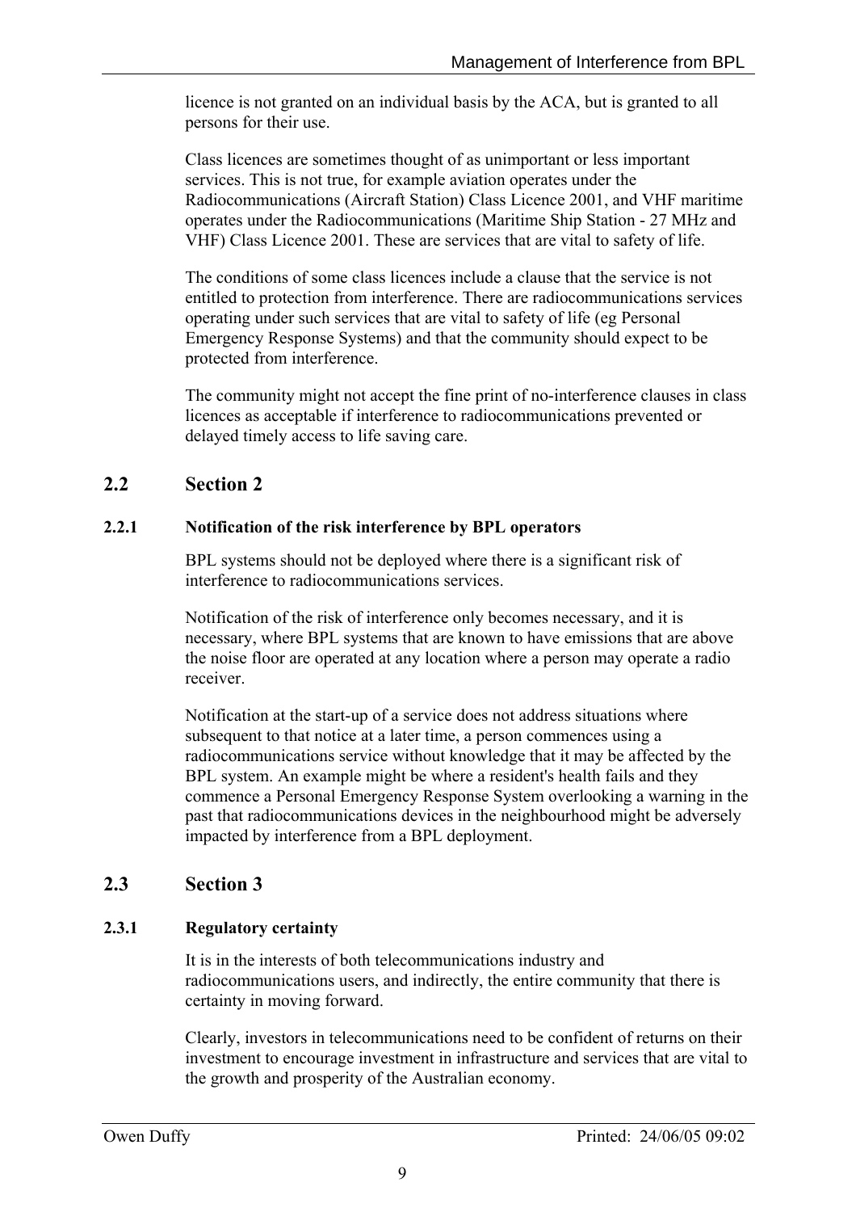licence is not granted on an individual basis by the ACA, but is granted to all persons for their use.

Class licences are sometimes thought of as unimportant or less important services. This is not true, for example aviation operates under the Radiocommunications (Aircraft Station) Class Licence 2001, and VHF maritime operates under the Radiocommunications (Maritime Ship Station - 27 MHz and VHF) Class Licence 2001. These are services that are vital to safety of life.

The conditions of some class licences include a clause that the service is not entitled to protection from interference. There are radiocommunications services operating under such services that are vital to safety of life (eg Personal Emergency Response Systems) and that the community should expect to be protected from interference.

The community might not accept the fine print of no-interference clauses in class licences as acceptable if interference to radiocommunications prevented or delayed timely access to life saving care.

## 2.2 Section 2

### 2.2.1 Notification of the risk interference by BPL operators

BPL systems should not be deployed where there is a significant risk of interference to radiocommunications services.

Notification of the risk of interference only becomes necessary, and it is necessary, where BPL systems that are known to have emissions that are above the noise floor are operated at any location where a person may operate a radio receiver.

Notification at the start-up of a service does not address situations where subsequent to that notice at a later time, a person commences using a radiocommunications service without knowledge that it may be affected by the BPL system. An example might be where a resident's health fails and they commence a Personal Emergency Response System overlooking a warning in the past that radiocommunications devices in the neighbourhood might be adversely impacted by interference from a BPL deployment.

## 2.3 Section 3

### 2.3.1 Regulatory certainty

It is in the interests of both telecommunications industry and radiocommunications users, and indirectly, the entire community that there is certainty in moving forward.

Clearly, investors in telecommunications need to be confident of returns on their investment to encourage investment in infrastructure and services that are vital to the growth and prosperity of the Australian economy.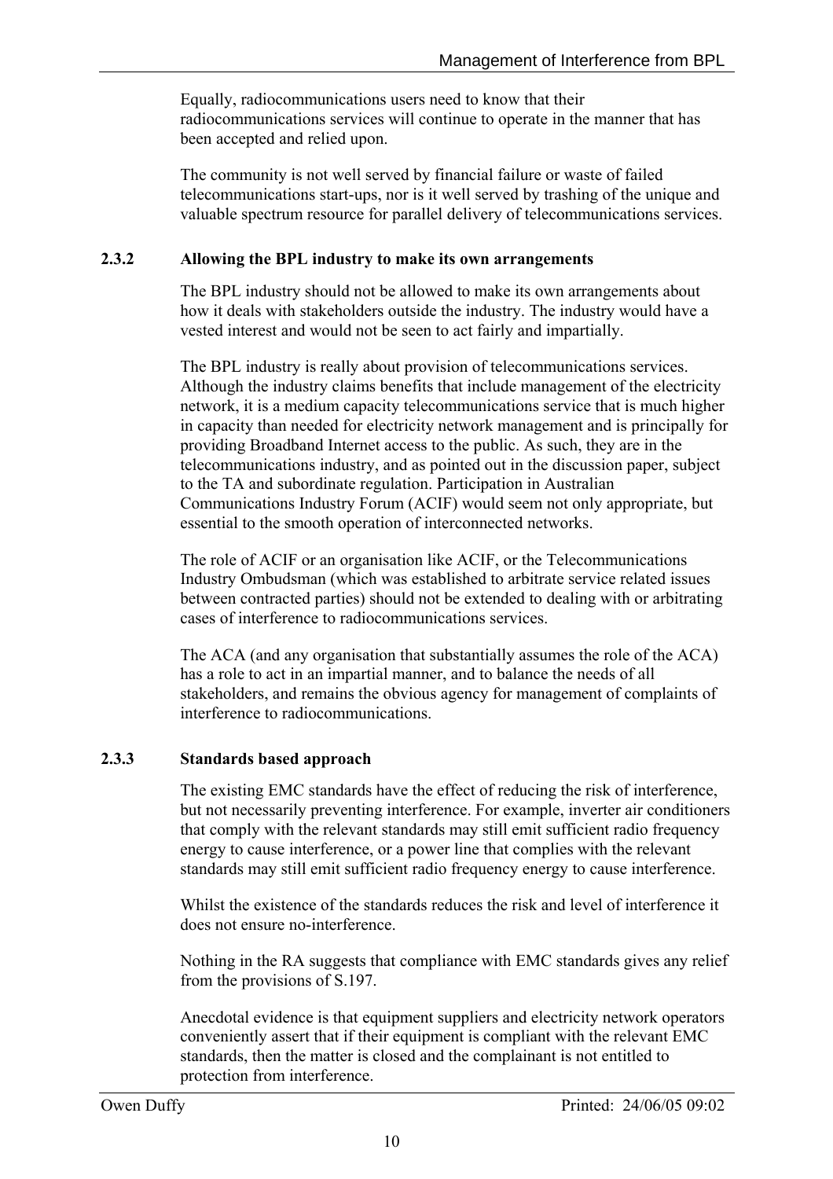Equally, radiocommunications users need to know that their radiocommunications services will continue to operate in the manner that has been accepted and relied upon.

The community is not well served by financial failure or waste of failed telecommunications start-ups, nor is it well served by trashing of the unique and valuable spectrum resource for parallel delivery of telecommunications services.

### 2.3.2 Allowing the BPL industry to make its own arrangements

The BPL industry should not be allowed to make its own arrangements about how it deals with stakeholders outside the industry. The industry would have a vested interest and would not be seen to act fairly and impartially.

The BPL industry is really about provision of telecommunications services. Although the industry claims benefits that include management of the electricity network, it is a medium capacity telecommunications service that is much higher in capacity than needed for electricity network management and is principally for providing Broadband Internet access to the public. As such, they are in the telecommunications industry, and as pointed out in the discussion paper, subject to the TA and subordinate regulation. Participation in Australian Communications Industry Forum (ACIF) would seem not only appropriate, but essential to the smooth operation of interconnected networks.

The role of ACIF or an organisation like ACIF, or the Telecommunications Industry Ombudsman (which was established to arbitrate service related issues between contracted parties) should not be extended to dealing with or arbitrating cases of interference to radiocommunications services.

The ACA (and any organisation that substantially assumes the role of the ACA) has a role to act in an impartial manner, and to balance the needs of all stakeholders, and remains the obvious agency for management of complaints of interference to radiocommunications.

### 2.3.3 Standards based approach

The existing EMC standards have the effect of reducing the risk of interference, but not necessarily preventing interference. For example, inverter air conditioners that comply with the relevant standards may still emit sufficient radio frequency energy to cause interference, or a power line that complies with the relevant standards may still emit sufficient radio frequency energy to cause interference.

Whilst the existence of the standards reduces the risk and level of interference it does not ensure no-interference.

Nothing in the RA suggests that compliance with EMC standards gives any relief from the provisions of S.197.

Anecdotal evidence is that equipment suppliers and electricity network operators conveniently assert that if their equipment is compliant with the relevant EMC standards, then the matter is closed and the complainant is not entitled to protection from interference.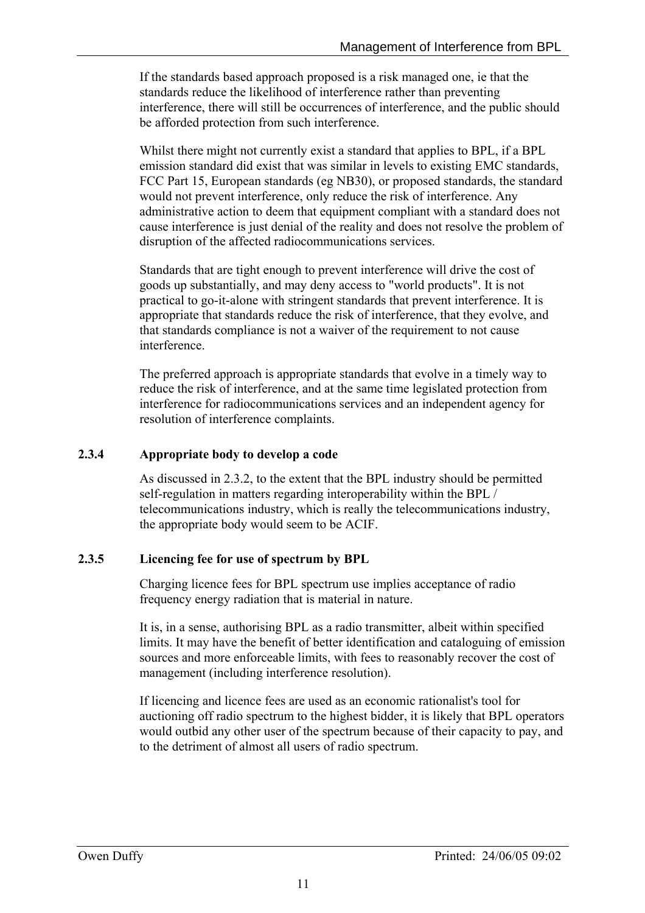If the standards based approach proposed is a risk managed one, ie that the standards reduce the likelihood of interference rather than preventing interference, there will still be occurrences of interference, and the public should be afforded protection from such interference.

Whilst there might not currently exist a standard that applies to BPL, if a BPL emission standard did exist that was similar in levels to existing EMC standards, FCC Part 15, European standards (eg NB30), or proposed standards, the standard would not prevent interference, only reduce the risk of interference. Any administrative action to deem that equipment compliant with a standard does not cause interference is just denial of the reality and does not resolve the problem of disruption of the affected radiocommunications services.

Standards that are tight enough to prevent interference will drive the cost of goods up substantially, and may deny access to "world products". It is not practical to go-it-alone with stringent standards that prevent interference. It is appropriate that standards reduce the risk of interference, that they evolve, and that standards compliance is not a waiver of the requirement to not cause interference.

The preferred approach is appropriate standards that evolve in a timely way to reduce the risk of interference, and at the same time legislated protection from interference for radiocommunications services and an independent agency for resolution of interference complaints.

### 2.3.4 Appropriate body to develop a code

As discussed in 2.3.2, to the extent that the BPL industry should be permitted self-regulation in matters regarding interoperability within the BPL / telecommunications industry, which is really the telecommunications industry, the appropriate body would seem to be ACIF.

### 2.3.5 Licencing fee for use of spectrum by BPL

Charging licence fees for BPL spectrum use implies acceptance of radio frequency energy radiation that is material in nature.

It is, in a sense, authorising BPL as a radio transmitter, albeit within specified limits. It may have the benefit of better identification and cataloguing of emission sources and more enforceable limits, with fees to reasonably recover the cost of management (including interference resolution).

If licencing and licence fees are used as an economic rationalist's tool for auctioning off radio spectrum to the highest bidder, it is likely that BPL operators would outbid any other user of the spectrum because of their capacity to pay, and to the detriment of almost all users of radio spectrum.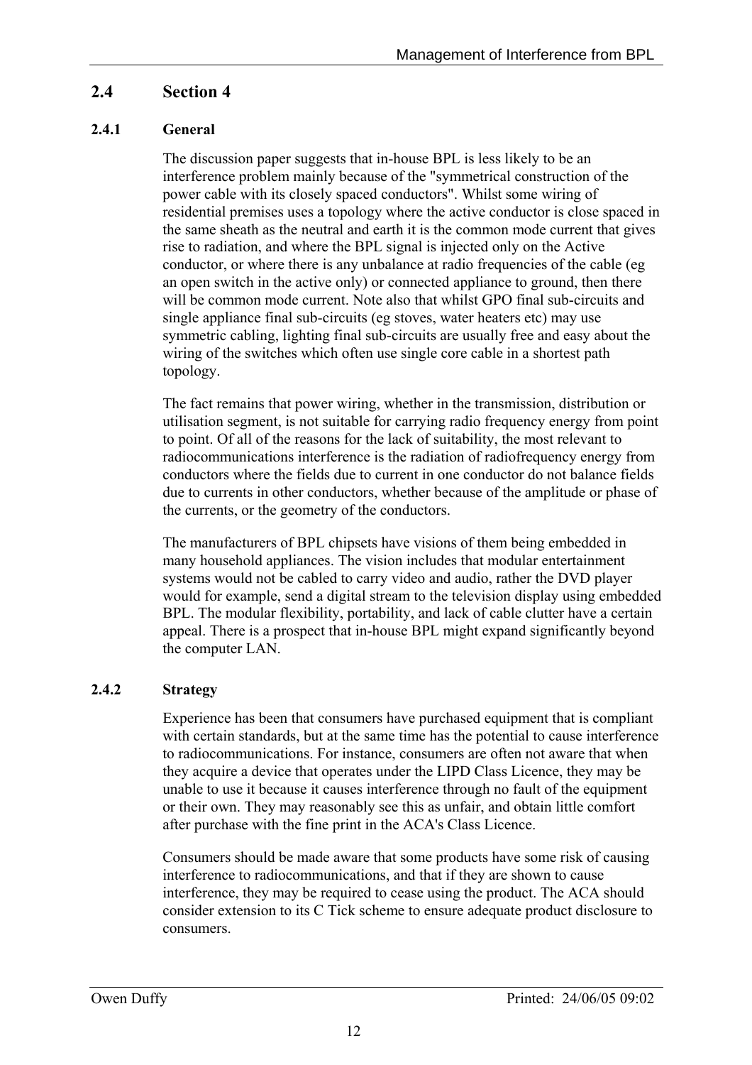## 2.4 Section 4

### 2.4.1 General

The discussion paper suggests that in-house BPL is less likely to be an interference problem mainly because of the "symmetrical construction of the power cable with its closely spaced conductors". Whilst some wiring of residential premises uses a topology where the active conductor is close spaced in the same sheath as the neutral and earth it is the common mode current that gives rise to radiation, and where the BPL signal is injected only on the Active conductor, or where there is any unbalance at radio frequencies of the cable (eg an open switch in the active only) or connected appliance to ground, then there will be common mode current. Note also that whilst GPO final sub-circuits and single appliance final sub-circuits (eg stoves, water heaters etc) may use symmetric cabling, lighting final sub-circuits are usually free and easy about the wiring of the switches which often use single core cable in a shortest path topology.

The fact remains that power wiring, whether in the transmission, distribution or utilisation segment, is not suitable for carrying radio frequency energy from point to point. Of all of the reasons for the lack of suitability, the most relevant to radiocommunications interference is the radiation of radiofrequency energy from conductors where the fields due to current in one conductor do not balance fields due to currents in other conductors, whether because of the amplitude or phase of the currents, or the geometry of the conductors.

The manufacturers of BPL chipsets have visions of them being embedded in many household appliances. The vision includes that modular entertainment systems would not be cabled to carry video and audio, rather the DVD player would for example, send a digital stream to the television display using embedded BPL. The modular flexibility, portability, and lack of cable clutter have a certain appeal. There is a prospect that in-house BPL might expand significantly beyond the computer LAN.

### 2.4.2 Strategy

Experience has been that consumers have purchased equipment that is compliant with certain standards, but at the same time has the potential to cause interference to radiocommunications. For instance, consumers are often not aware that when they acquire a device that operates under the LIPD Class Licence, they may be unable to use it because it causes interference through no fault of the equipment or their own. They may reasonably see this as unfair, and obtain little comfort after purchase with the fine print in the ACA's Class Licence.

Consumers should be made aware that some products have some risk of causing interference to radiocommunications, and that if they are shown to cause interference, they may be required to cease using the product. The ACA should consider extension to its C Tick scheme to ensure adequate product disclosure to consumers.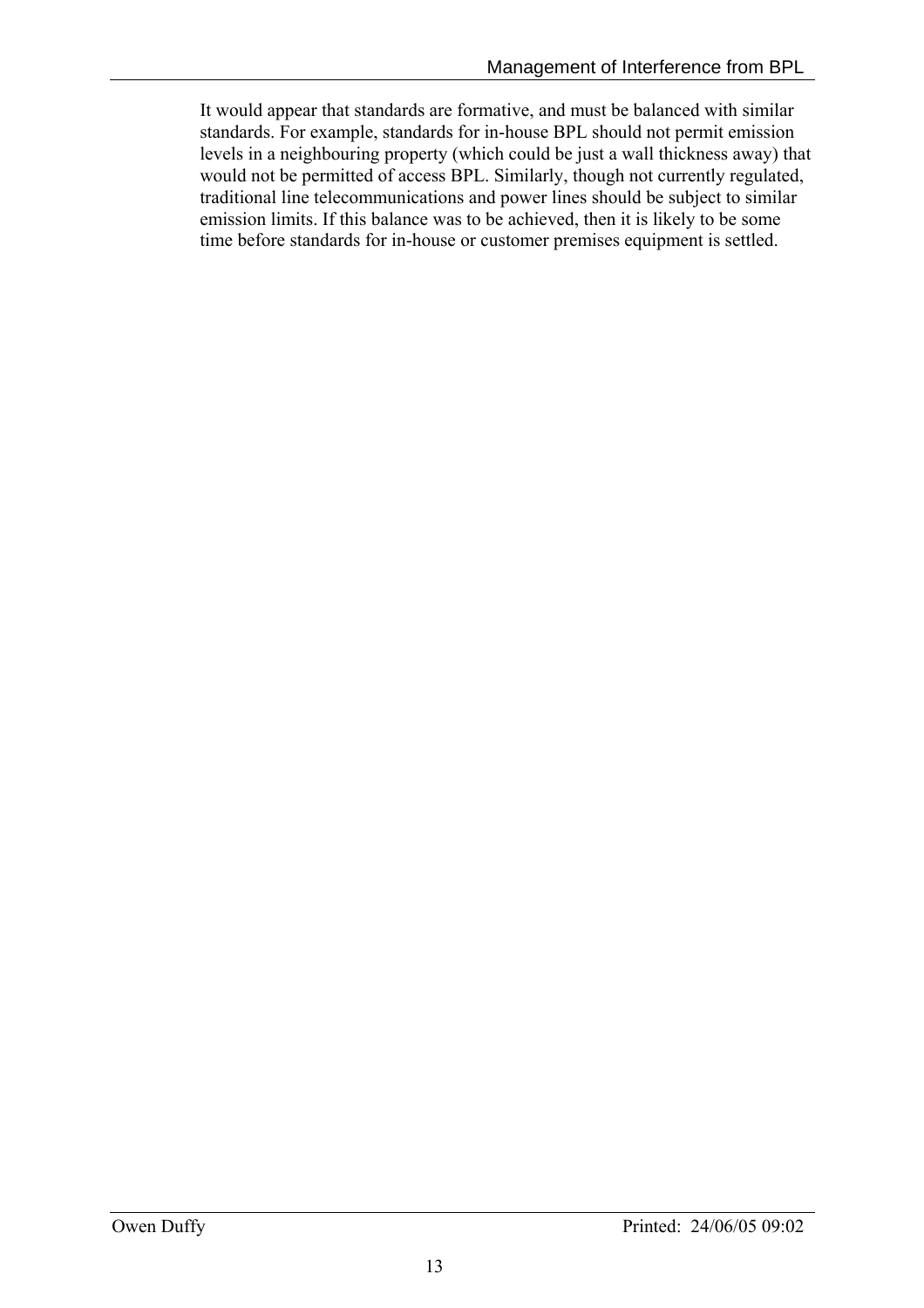It would appear that standards are formative, and must be balanced with similar standards. For example, standards for in-house BPL should not permit emission levels in a neighbouring property (which could be just a wall thickness away) that would not be permitted of access BPL. Similarly, though not currently regulated, traditional line telecommunications and power lines should be subject to similar emission limits. If this balance was to be achieved, then it is likely to be some time before standards for in-house or customer premises equipment is settled.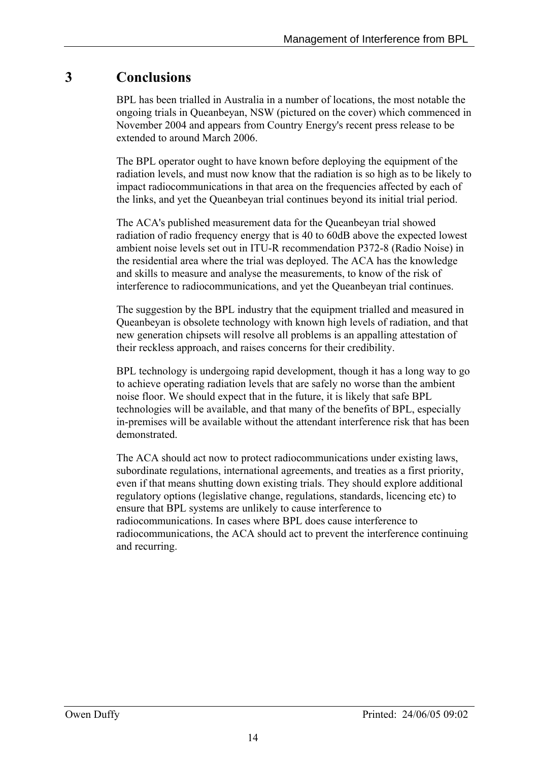# 3 Conclusions

BPL has been trialled in Australia in a number of locations, the most notable the ongoing trials in Queanbeyan, NSW (pictured on the cover) which commenced in November 2004 and appears from Country Energy's recent press release to be extended to around March 2006.

The BPL operator ought to have known before deploying the equipment of the radiation levels, and must now know that the radiation is so high as to be likely to impact radiocommunications in that area on the frequencies affected by each of the links, and yet the Queanbeyan trial continues beyond its initial trial period.

The ACA's published measurement data for the Queanbeyan trial showed radiation of radio frequency energy that is 40 to 60dB above the expected lowest ambient noise levels set out in ITU-R recommendation P372-8 (Radio Noise) in the residential area where the trial was deployed. The ACA has the knowledge and skills to measure and analyse the measurements, to know of the risk of interference to radiocommunications, and yet the Queanbeyan trial continues.

The suggestion by the BPL industry that the equipment trialled and measured in Queanbeyan is obsolete technology with known high levels of radiation, and that new generation chipsets will resolve all problems is an appalling attestation of their reckless approach, and raises concerns for their credibility.

BPL technology is undergoing rapid development, though it has a long way to go to achieve operating radiation levels that are safely no worse than the ambient noise floor. We should expect that in the future, it is likely that safe BPL technologies will be available, and that many of the benefits of BPL, especially in-premises will be available without the attendant interference risk that has been demonstrated.

The ACA should act now to protect radiocommunications under existing laws, subordinate regulations, international agreements, and treaties as a first priority, even if that means shutting down existing trials. They should explore additional regulatory options (legislative change, regulations, standards, licencing etc) to ensure that BPL systems are unlikely to cause interference to radiocommunications. In cases where BPL does cause interference to radiocommunications, the ACA should act to prevent the interference continuing and recurring.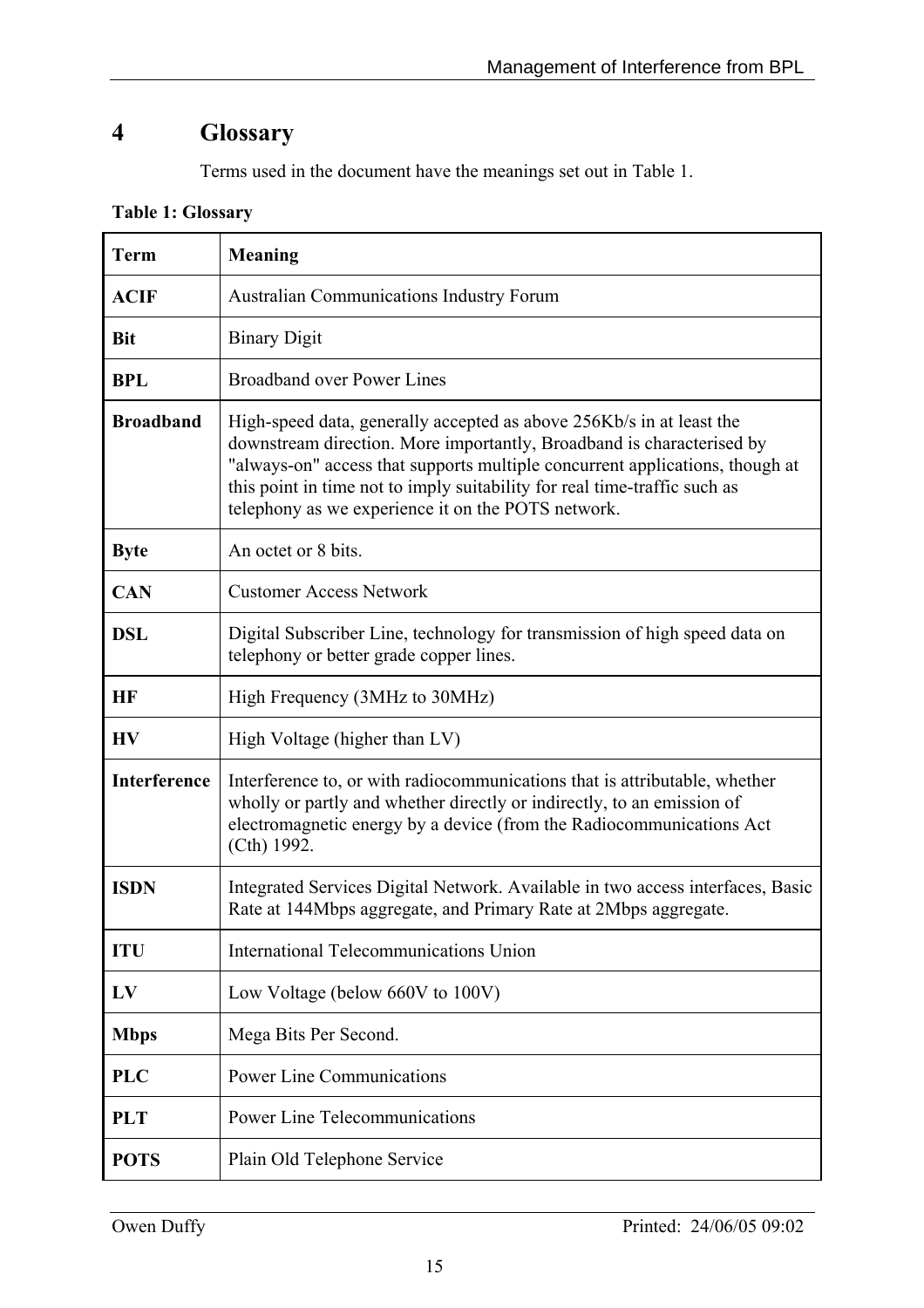# 4 Glossary

Terms used in the document have the meanings set out in Table 1.

**Table 1: Glossary**

| **Term** | **Meaning** |
|---|---|
| **ACIF** | Australian Communications Industry Forum |
| **Bit** | Binary Digit |
| **BPL** | Broadband over Power Lines |
| **Broadband** | High-speed data, generally accepted as above 256Kb/s in at least the downstream direction. More importantly, Broadband is characterised by "always-on" access that supports multiple concurrent applications, though at this point in time not to imply suitability for real time-traffic such as telephony as we experience it on the POTS network. |
| **Byte** | An octet or 8 bits. |
| **CAN** | Customer Access Network |
| **DSL** | Digital Subscriber Line, technology for transmission of high speed data on telephony or better grade copper lines. |
| **HF** | High Frequency (3MHz to 30MHz) |
| **HV** | High Voltage (higher than LV) |
| **Interference** | Interference to, or with radiocommunications that is attributable, whether wholly or partly and whether directly or indirectly, to an emission of electromagnetic energy by a device (from the Radiocommunications Act (Cth) 1992. |
| **ISDN** | Integrated Services Digital Network. Available in two access interfaces, Basic Rate at 144Mbps aggregate, and Primary Rate at 2Mbps aggregate. |
| **ITU** | International Telecommunications Union |
| **LV** | Low Voltage (below 660V to 100V) |
| **Mbps** | Mega Bits Per Second. |
| **PLC** | Power Line Communications |
| **PLT** | Power Line Telecommunications |
| **POTS** | Plain Old Telephone Service |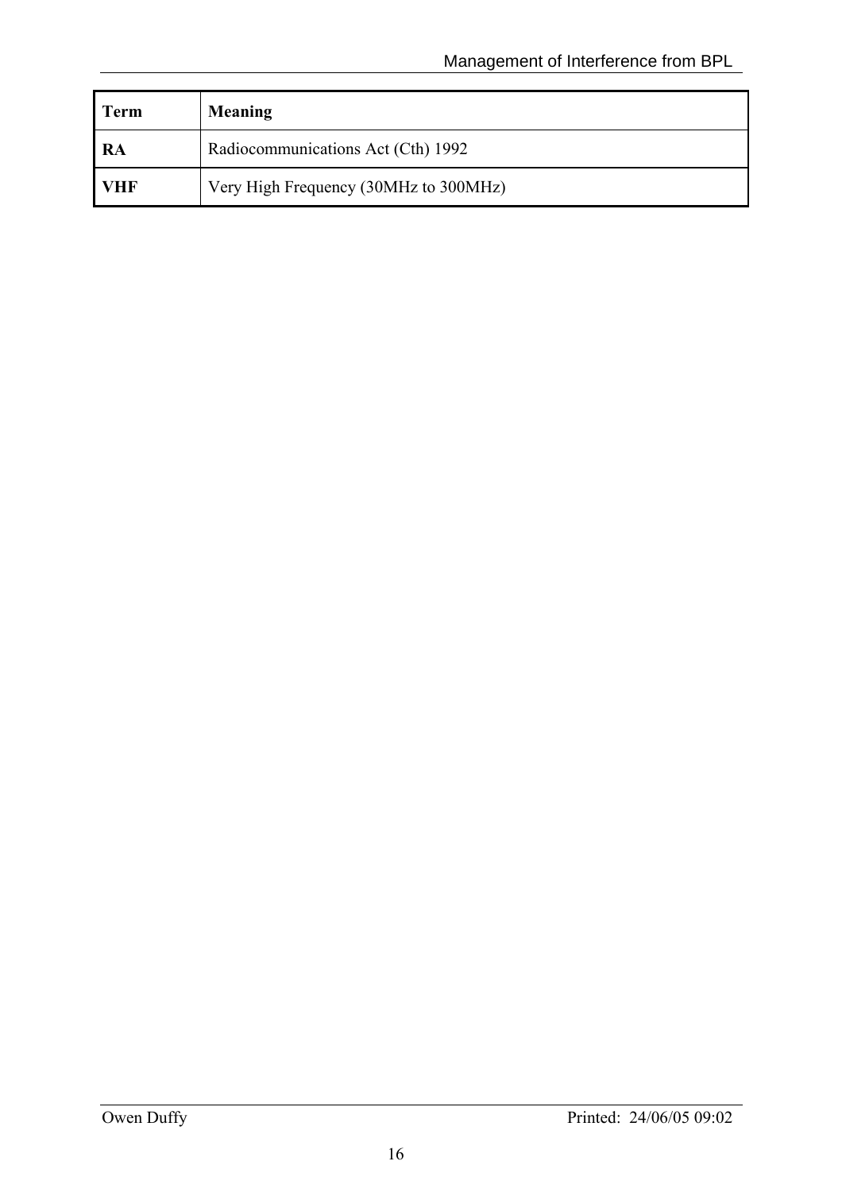| Term | Meaning |
|---|---|
| **RA** | Radiocommunications Act (Cth) 1992 |
| **VHF** | Very High Frequency (30MHz to 300MHz) |